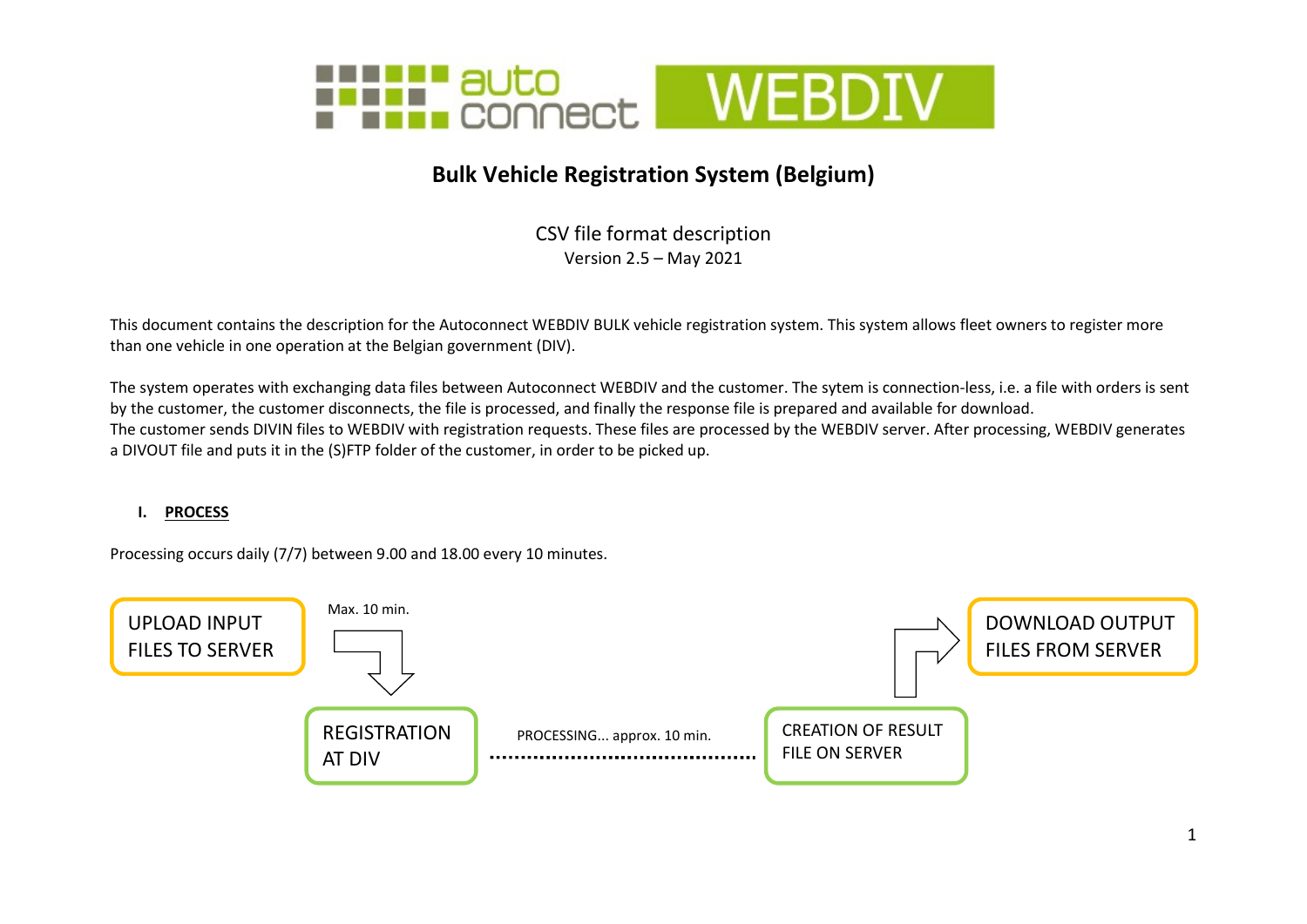# Bulk Vehicle Registration System (Belgium)

CSV file format description
Version 2.5 – May 2021

This document contains the description for the Autoconnect WEBDIV BULK vehicle registration system. This system allows fleet owners to register more than one vehicle in one operation at the Belgian government (DIV).

The system operates with exchanging data files between Autoconnect WEBDIV and the customer. The sytem is connection-less, i.e. a file with orders is sent by the customer, the customer disconnects, the file is processed, and finally the response file is prepared and available for download.
The customer sends DIVIN files to WEBDIV with registration requests. These files are processed by the WEBDIV server. After processing, WEBDIV generates a DIVOUT file and puts it in the (S)FTP folder of the customer, in order to be picked up.

## I. PROCESS

Processing occurs daily (7/7) between 9.00 and 18.00 every 10 minutes.

UPLOAD INPUT FILES TO SERVER

Max. 10 min.

REGISTRATION AT DIV

PROCESSING... approx. 10 min.

CREATION OF RESULT FILE ON SERVER

DOWNLOAD OUTPUT FILES FROM SERVER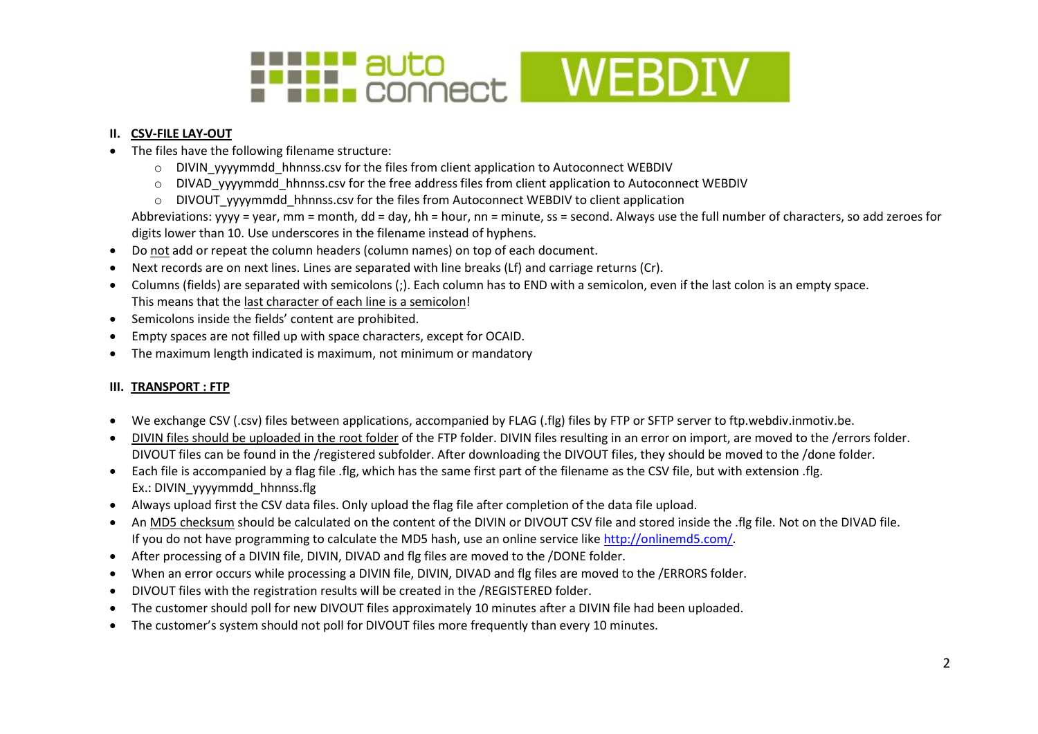## II. CSV-FILE LAY-OUT

- The files have the following filename structure:
  - DIVIN_yyyymmdd_hhnnss.csv for the files from client application to Autoconnect WEBDIV
  - DIVAD_yyyymmdd_hhnnss.csv for the free address files from client application to Autoconnect WEBDIV
  - DIVOUT_yyyymmdd_hhnnss.csv for the files from Autoconnect WEBDIV to client application

  Abbreviations: yyyy = year, mm = month, dd = day, hh = hour, nn = minute, ss = second. Always use the full number of characters, so add zeroes for digits lower than 10. Use underscores in the filename instead of hyphens.
- Do not add or repeat the column headers (column names) on top of each document.
- Next records are on next lines. Lines are separated with line breaks (Lf) and carriage returns (Cr).
- Columns (fields) are separated with semicolons (;). Each column has to END with a semicolon, even if the last colon is an empty space. This means that the last character of each line is a semicolon!
- Semicolons inside the fields' content are prohibited.
- Empty spaces are not filled up with space characters, except for OCAID.
- The maximum length indicated is maximum, not minimum or mandatory

## III. TRANSPORT : FTP

- We exchange CSV (.csv) files between applications, accompanied by FLAG (.flg) files by FTP or SFTP server to ftp.webdiv.inmotiv.be.
- DIVIN files should be uploaded in the root folder of the FTP folder. DIVIN files resulting in an error on import, are moved to the /errors folder. DIVOUT files can be found in the /registered subfolder. After downloading the DIVOUT files, they should be moved to the /done folder.
- Each file is accompanied by a flag file .flg, which has the same first part of the filename as the CSV file, but with extension .flg. Ex.: DIVIN_yyyymmdd_hhnnss.flg
- Always upload first the CSV data files. Only upload the flag file after completion of the data file upload.
- An MD5 checksum should be calculated on the content of the DIVIN or DIVOUT CSV file and stored inside the .flg file. Not on the DIVAD file. If you do not have programming to calculate the MD5 hash, use an online service like [http://onlinemd5.com/](http://onlinemd5.com/).
- After processing of a DIVIN file, DIVIN, DIVAD and flg files are moved to the /DONE folder.
- When an error occurs while processing a DIVIN file, DIVIN, DIVAD and flg files are moved to the /ERRORS folder.
- DIVOUT files with the registration results will be created in the /REGISTERED folder.
- The customer should poll for new DIVOUT files approximately 10 minutes after a DIVIN file had been uploaded.
- The customer's system should not poll for DIVOUT files more frequently than every 10 minutes.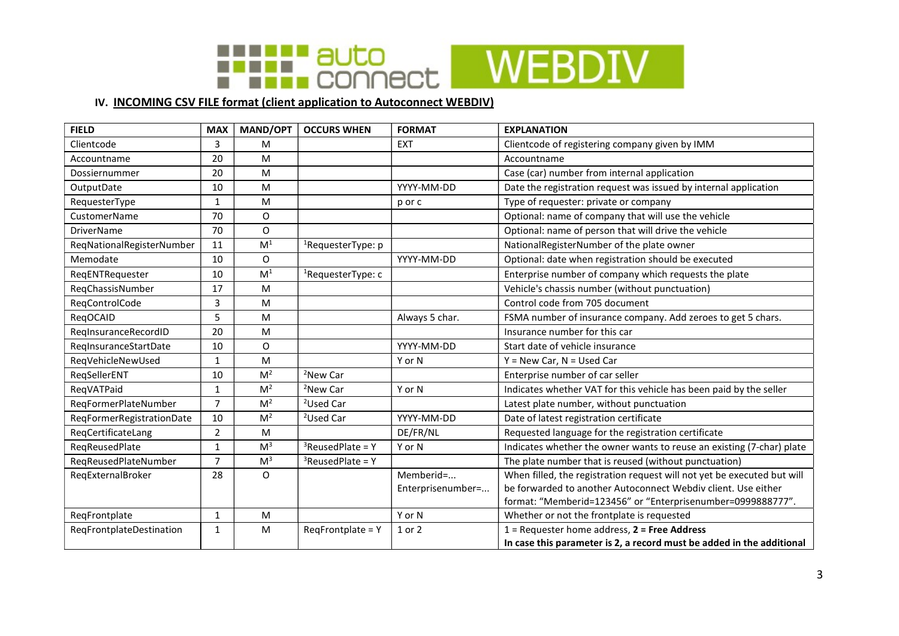## IV. INCOMING CSV FILE format (client application to Autoconnect WEBDIV)

| FIELD | MAX | MAND/OPT | OCCURS WHEN | FORMAT | EXPLANATION |
|---|---|---|---|---|---|
| Clientcode | 3 | M | | EXT | Clientcode of registering company given by IMM |
| Accountname | 20 | M | | | Accountname |
| Dossiernummer | 20 | M | | | Case (car) number from internal application |
| OutputDate | 10 | M | | YYYY-MM-DD | Date the registration request was issued by internal application |
| RequesterType | 1 | M | | p or c | Type of requester: private or company |
| CustomerName | 70 | O | | | Optional: name of company that will use the vehicle |
| DriverName | 70 | O | | | Optional: name of person that will drive the vehicle |
| ReqNationalRegisterNumber | 11 | M[1] | [1]RequesterType: p | | NationalRegisterNumber of the plate owner |
| Memodate | 10 | O | | YYYY-MM-DD | Optional: date when registration should be executed |
| ReqENTRequester | 10 | M[1] | [1]RequesterType: c | | Enterprise number of company which requests the plate |
| ReqChassisNumber | 17 | M | | | Vehicle's chassis number (without punctuation) |
| ReqControlCode | 3 | M | | | Control code from 705 document |
| ReqOCAID | 5 | M | | Always 5 char. | FSMA number of insurance company. Add zeroes to get 5 chars. |
| ReqInsuranceRecordID | 20 | M | | | Insurance number for this car |
| ReqInsuranceStartDate | 10 | O | | YYYY-MM-DD | Start date of vehicle insurance |
| ReqVehicleNewUsed | 1 | M | | Y or N | Y = New Car, N = Used Car |
| ReqSellerENT | 10 | M[2] | [2]New Car | | Enterprise number of car seller |
| ReqVATPaid | 1 | M[2] | [2]New Car | Y or N | Indicates whether VAT for this vehicle has been paid by the seller |
| ReqFormerPlateNumber | 7 | M[2] | [2]Used Car | | Latest plate number, without punctuation |
| ReqFormerRegistrationDate | 10 | M[2] | [2]Used Car | YYYY-MM-DD | Date of latest registration certificate |
| ReqCertificateLang | 2 | M | | DE/FR/NL | Requested language for the registration certificate |
| ReqReusedPlate | 1 | M[3] | [3]ReusedPlate = Y | Y or N | Indicates whether the owner wants to reuse an existing (7-char) plate |
| ReqReusedPlateNumber | 7 | M[3] | [3]ReusedPlate = Y | | The plate number that is reused (without punctuation) |
| ReqExternalBroker | 28 | O | | Memberid=... Enterprisenumber=... | When filled, the registration request will not yet be executed but will be forwarded to another Autoconnect Webdiv client. Use either format: "Memberid=123456" or "Enterprisenumber=0999888777". |
| ReqFrontplate | 1 | M | | Y or N | Whether or not the frontplate is requested |
| ReqFrontplateDestination | 1 | M | ReqFrontplate = Y | 1 or 2 | 1 = Requester home address, **2 = Free Address** **In case this parameter is 2, a record must be added in the additional** |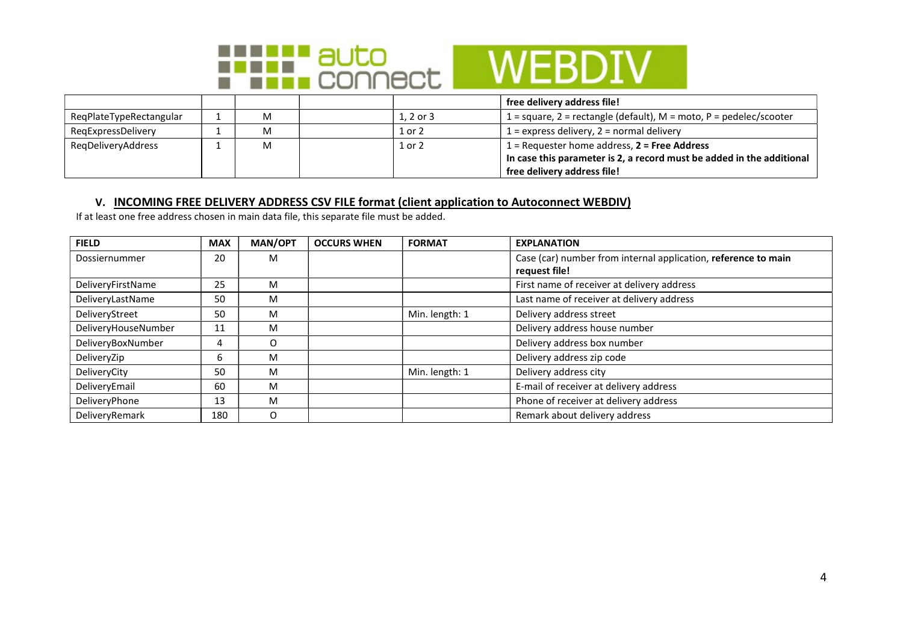| | | | | | |
|---|---|---|---|---|---|
| | | | | | **free delivery address file!** |
| ReqPlateTypeRectangular | 1 | M | | 1, 2 or 3 | 1 = square, 2 = rectangle (default), M = moto, P = pedelec/scooter |
| ReqExpressDelivery | 1 | M | | 1 or 2 | 1 = express delivery, 2 = normal delivery |
| ReqDeliveryAddress | 1 | M | | 1 or 2 | 1 = Requester home address, **2 = Free Address** **In case this parameter is 2, a record must be added in the additional free delivery address file!** |

## V. INCOMING FREE DELIVERY ADDRESS CSV FILE format (client application to Autoconnect WEBDIV)

If at least one free address chosen in main data file, this separate file must be added.

| FIELD | MAX | MAN/OPT | OCCURS WHEN | FORMAT | EXPLANATION |
|---|---|---|---|---|---|
| Dossiernummer | 20 | M | | | Case (car) number from internal application, **reference to main request file!** |
| DeliveryFirstName | 25 | M | | | First name of receiver at delivery address |
| DeliveryLastName | 50 | M | | | Last name of receiver at delivery address |
| DeliveryStreet | 50 | M | | Min. length: 1 | Delivery address street |
| DeliveryHouseNumber | 11 | M | | | Delivery address house number |
| DeliveryBoxNumber | 4 | O | | | Delivery address box number |
| DeliveryZip | 6 | M | | | Delivery address zip code |
| DeliveryCity | 50 | M | | Min. length: 1 | Delivery address city |
| DeliveryEmail | 60 | M | | | E-mail of receiver at delivery address |
| DeliveryPhone | 13 | M | | | Phone of receiver at delivery address |
| DeliveryRemark | 180 | O | | | Remark about delivery address |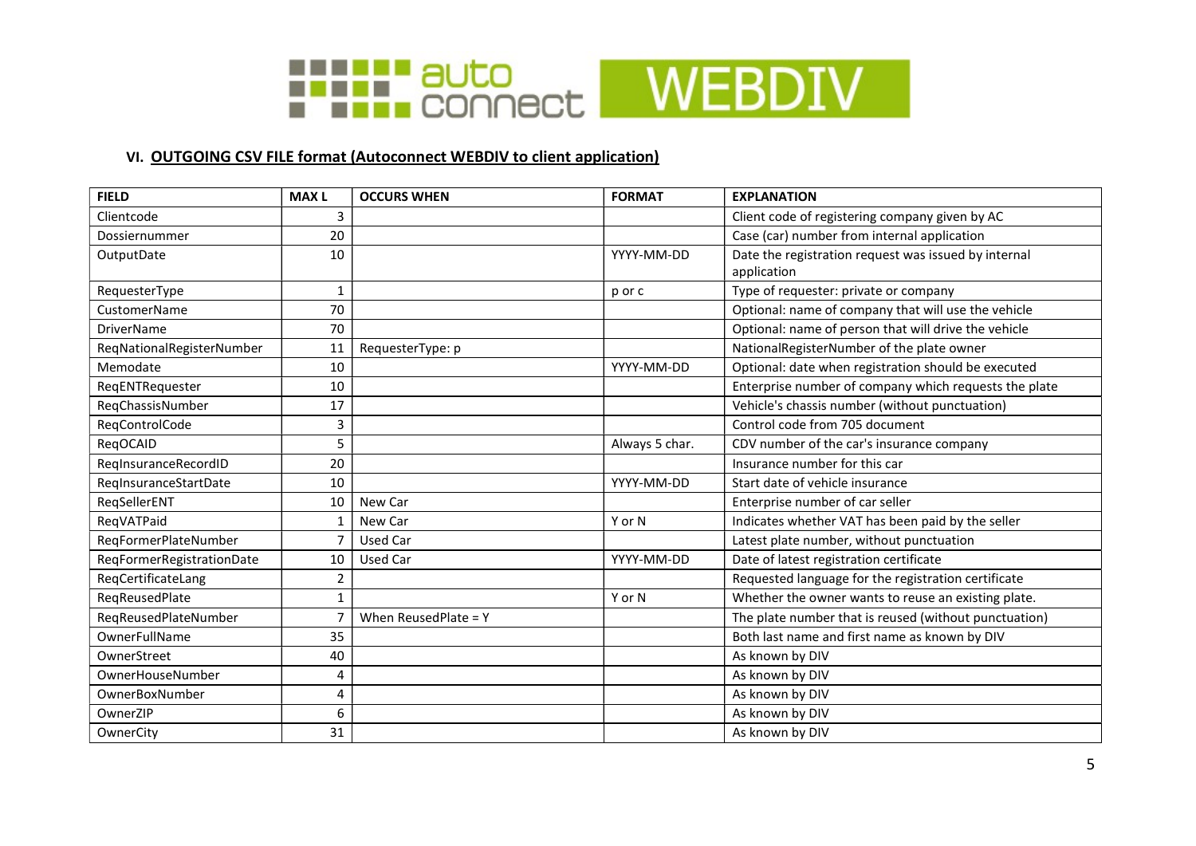### VI. OUTGOING CSV FILE format (Autoconnect WEBDIV to client application)

| FIELD | MAX L | OCCURS WHEN | FORMAT | EXPLANATION |
|---|---|---|---|---|
| Clientcode | 3 | | | Client code of registering company given by AC |
| Dossiernummer | 20 | | | Case (car) number from internal application |
| OutputDate | 10 | | YYYY-MM-DD | Date the registration request was issued by internal application |
| RequesterType | 1 | | p or c | Type of requester: private or company |
| CustomerName | 70 | | | Optional: name of company that will use the vehicle |
| DriverName | 70 | | | Optional: name of person that will drive the vehicle |
| ReqNationalRegisterNumber | 11 | RequesterType: p | | NationalRegisterNumber of the plate owner |
| Memodate | 10 | | YYYY-MM-DD | Optional: date when registration should be executed |
| ReqENTRequester | 10 | | | Enterprise number of company which requests the plate |
| ReqChassisNumber | 17 | | | Vehicle's chassis number (without punctuation) |
| ReqControlCode | 3 | | | Control code from 705 document |
| ReqOCAID | 5 | | Always 5 char. | CDV number of the car's insurance company |
| ReqInsuranceRecordID | 20 | | | Insurance number for this car |
| ReqInsuranceStartDate | 10 | | YYYY-MM-DD | Start date of vehicle insurance |
| ReqSellerENT | 10 | New Car | | Enterprise number of car seller |
| ReqVATPaid | 1 | New Car | Y or N | Indicates whether VAT has been paid by the seller |
| ReqFormerPlateNumber | 7 | Used Car | | Latest plate number, without punctuation |
| ReqFormerRegistrationDate | 10 | Used Car | YYYY-MM-DD | Date of latest registration certificate |
| ReqCertificateLang | 2 | | | Requested language for the registration certificate |
| ReqReusedPlate | 1 | | Y or N | Whether the owner wants to reuse an existing plate. |
| ReqReusedPlateNumber | 7 | When ReusedPlate = Y | | The plate number that is reused (without punctuation) |
| OwnerFullName | 35 | | | Both last name and first name as known by DIV |
| OwnerStreet | 40 | | | As known by DIV |
| OwnerHouseNumber | 4 | | | As known by DIV |
| OwnerBoxNumber | 4 | | | As known by DIV |
| OwnerZIP | 6 | | | As known by DIV |
| OwnerCity | 31 | | | As known by DIV |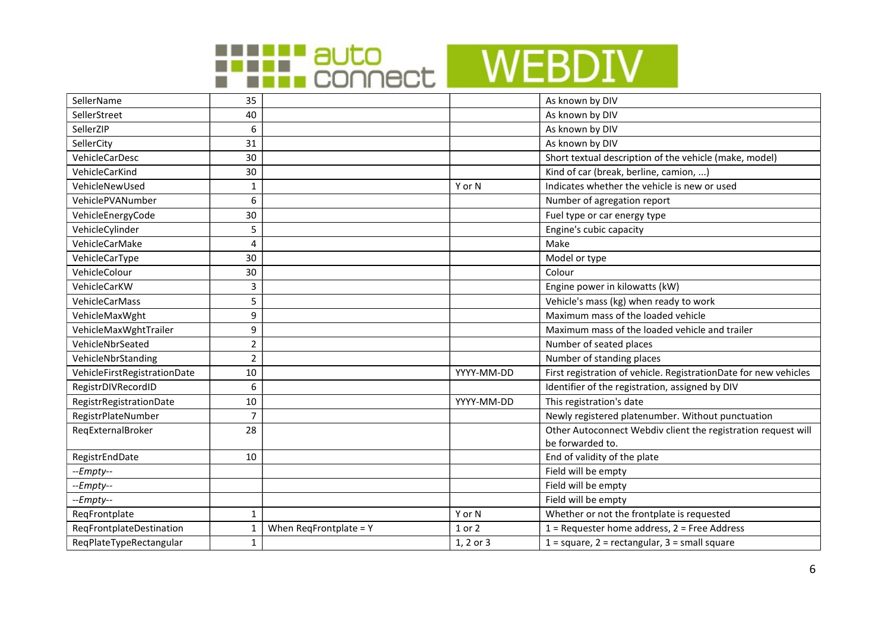| | | | | |
|---|---|---|---|---|
| SellerName | 35 | | | As known by DIV |
| SellerStreet | 40 | | | As known by DIV |
| SellerZIP | 6 | | | As known by DIV |
| SellerCity | 31 | | | As known by DIV |
| VehicleCarDesc | 30 | | | Short textual description of the vehicle (make, model) |
| VehicleCarKind | 30 | | | Kind of car (break, berline, camion, ...) |
| VehicleNewUsed | 1 | | Y or N | Indicates whether the vehicle is new or used |
| VehiclePVANumber | 6 | | | Number of agregation report |
| VehicleEnergyCode | 30 | | | Fuel type or car energy type |
| VehicleCylinder | 5 | | | Engine's cubic capacity |
| VehicleCarMake | 4 | | | Make |
| VehicleCarType | 30 | | | Model or type |
| VehicleColour | 30 | | | Colour |
| VehicleCarKW | 3 | | | Engine power in kilowatts (kW) |
| VehicleCarMass | 5 | | | Vehicle's mass (kg) when ready to work |
| VehicleMaxWght | 9 | | | Maximum mass of the loaded vehicle |
| VehicleMaxWghtTrailer | 9 | | | Maximum mass of the loaded vehicle and trailer |
| VehicleNbrSeated | 2 | | | Number of seated places |
| VehicleNbrStanding | 2 | | | Number of standing places |
| VehicleFirstRegistrationDate | 10 | | YYYY-MM-DD | First registration of vehicle. RegistrationDate for new vehicles |
| RegistrDIVRecordID | 6 | | | Identifier of the registration, assigned by DIV |
| RegistrRegistrationDate | 10 | | YYYY-MM-DD | This registration's date |
| RegistrPlateNumber | 7 | | | Newly registered platenumber. Without punctuation |
| ReqExternalBroker | 28 | | | Other Autoconnect Webdiv client the registration request will be forwarded to. |
| RegistrEndDate | 10 | | | End of validity of the plate |
| *--Empty--* | | | | Field will be empty |
| *--Empty--* | | | | Field will be empty |
| *--Empty--* | | | | Field will be empty |
| ReqFrontplate | 1 | | Y or N | Whether or not the frontplate is requested |
| ReqFrontplateDestination | 1 | When ReqFrontplate = Y | 1 or 2 | 1 = Requester home address, 2 = Free Address |
| ReqPlateTypeRectangular | 1 | | 1, 2 or 3 | 1 = square, 2 = rectangular, 3 = small square |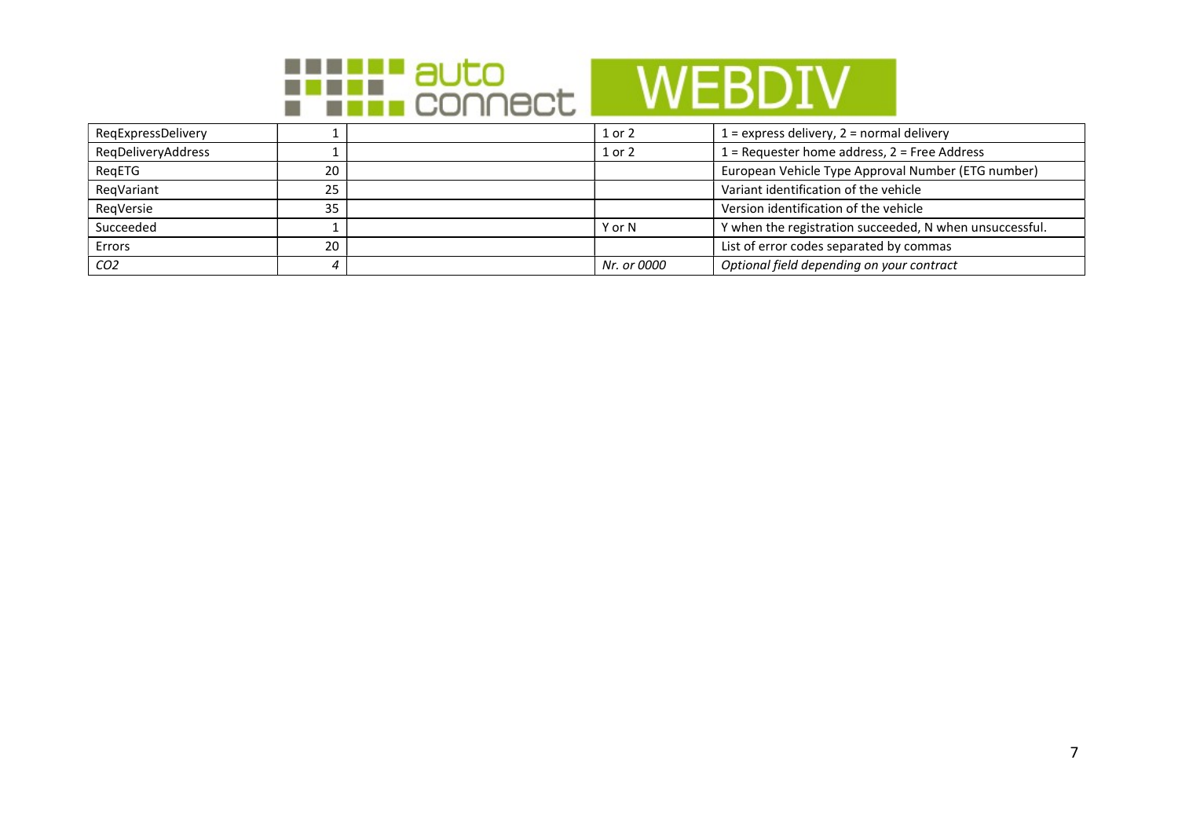| | | | | |
|---|---|---|---|---|
| ReqExpressDelivery | 1 | | 1 or 2 | 1 = express delivery, 2 = normal delivery |
| ReqDeliveryAddress | 1 | | 1 or 2 | 1 = Requester home address, 2 = Free Address |
| ReqETG | 20 | | | European Vehicle Type Approval Number (ETG number) |
| ReqVariant | 25 | | | Variant identification of the vehicle |
| ReqVersie | 35 | | | Version identification of the vehicle |
| Succeeded | 1 | | Y or N | Y when the registration succeeded, N when unsuccessful. |
| Errors | 20 | | | List of error codes separated by commas |
| *CO2* | *4* | | *Nr. or 0000* | *Optional field depending on your contract* |